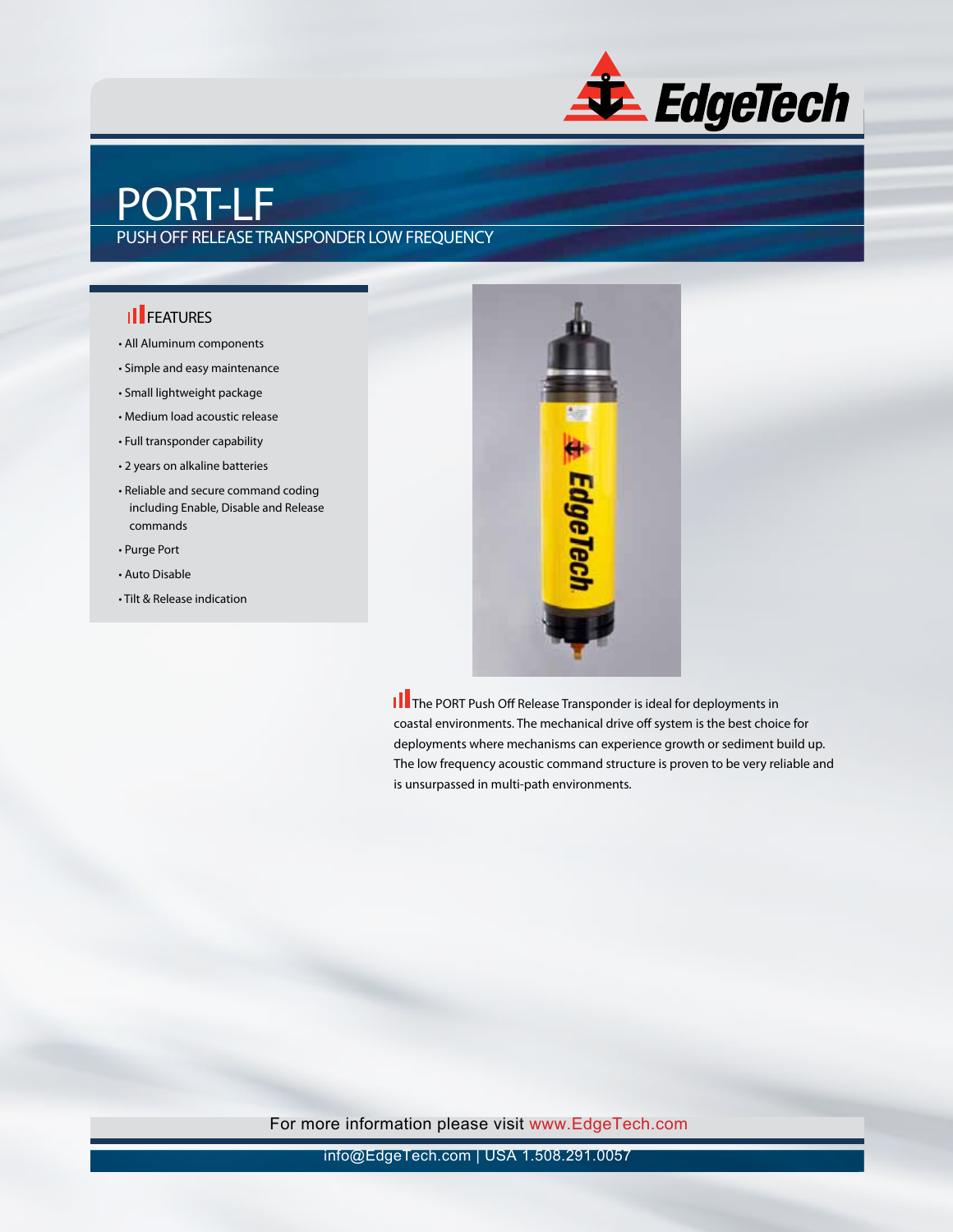# PORT-LF

## PUSH OFF RELEASE TRANSPONDER LOW FREQUENCY

### FEATURES

- All Aluminum components
- Simple and easy maintenance
- Small lightweight package
- Medium load acoustic release
- Full transponder capability
- 2 years on alkaline batteries
- Reliable and secure command coding including Enable, Disable and Release commands
- Purge Port
- Auto Disable
- Tilt & Release indication

The PORT Push Off Release Transponder is ideal for deployments in coastal environments. The mechanical drive off system is the best choice for deployments where mechanisms can experience growth or sediment build up. The low frequency acoustic command structure is proven to be very reliable and is unsurpassed in multi-path environments.

For more information please visit www.EdgeTech.com

info@EdgeTech.com | USA 1.508.291.0057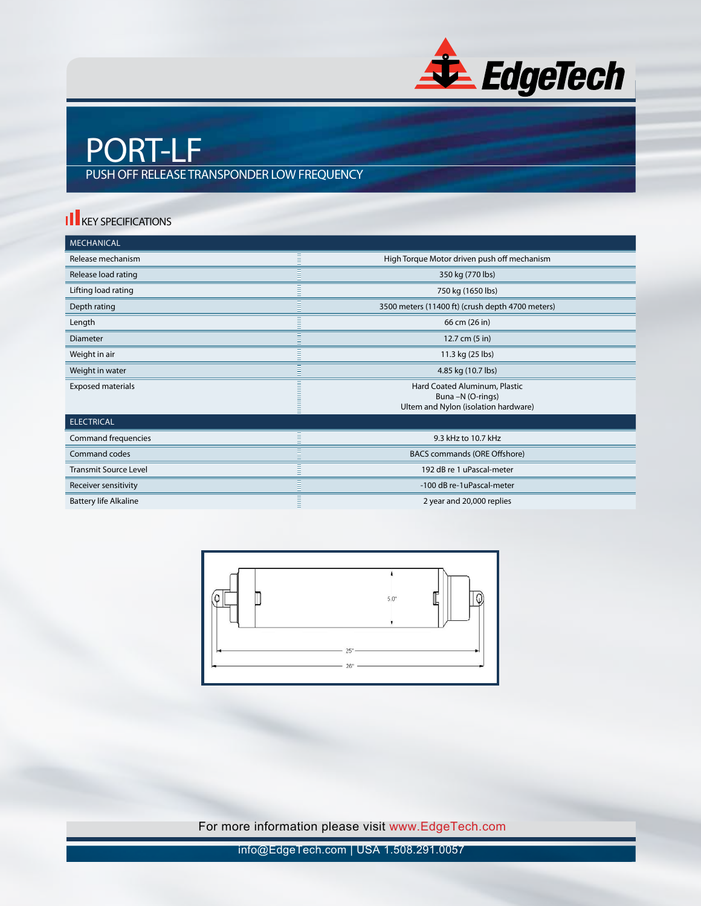# PORT-LF

## PUSH OFF RELEASE TRANSPONDER LOW FREQUENCY

### KEY SPECIFICATIONS

| MECHANICAL | |
|---|---|
| Release mechanism | High Torque Motor driven push off mechanism |
| Release load rating | 350 kg (770 lbs) |
| Lifting load rating | 750 kg (1650 lbs) |
| Depth rating | 3500 meters (11400 ft) (crush depth 4700 meters) |
| Length | 66 cm (26 in) |
| Diameter | 12.7 cm (5 in) |
| Weight in air | 11.3 kg (25 lbs) |
| Weight in water | 4.85 kg (10.7 lbs) |
| Exposed materials | Hard Coated Aluminum, Plastic<br>Buna –N (O-rings)<br>Ultem and Nylon (isolation hardware) |
| **ELECTRICAL** | |
| Command frequencies | 9.3 kHz to 10.7 kHz |
| Command codes | BACS commands (ORE Offshore) |
| Transmit Source Level | 192 dB re 1 uPascal-meter |
| Receiver sensitivity | -100 dB re-1uPascal-meter |
| Battery life Alkaline | 2 year and 20,000 replies |

5.0"

25"

26"

For more information please visit www.EdgeTech.com

info@EdgeTech.com | USA 1.508.291.0057